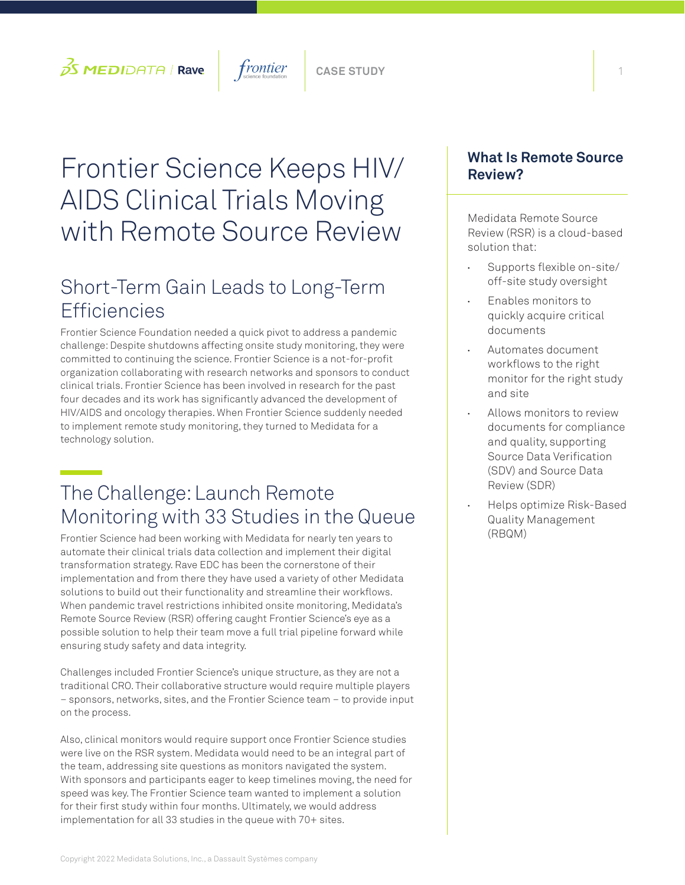# Frontier Science Keeps HIV/AIDS Clinical Trials Moving with Remote Source Review

## Short-Term Gain Leads to Long-Term Efficiencies

Frontier Science Foundation needed a quick pivot to address a pandemic challenge: Despite shutdowns affecting onsite study monitoring, they were committed to continuing the science. Frontier Science is a not-for-profit organization collaborating with research networks and sponsors to conduct clinical trials. Frontier Science has been involved in research for the past four decades and its work has significantly advanced the development of HIV/AIDS and oncology therapies. When Frontier Science suddenly needed to implement remote study monitoring, they turned to Medidata for a technology solution.

## The Challenge: Launch Remote Monitoring with 33 Studies in the Queue

Frontier Science had been working with Medidata for nearly ten years to automate their clinical trials data collection and implement their digital transformation strategy. Rave EDC has been the cornerstone of their implementation and from there they have used a variety of other Medidata solutions to build out their functionality and streamline their workflows. When pandemic travel restrictions inhibited onsite monitoring, Medidata's Remote Source Review (RSR) offering caught Frontier Science's eye as a possible solution to help their team move a full trial pipeline forward while ensuring study safety and data integrity.

Challenges included Frontier Science's unique structure, as they are not a traditional CRO. Their collaborative structure would require multiple players – sponsors, networks, sites, and the Frontier Science team – to provide input on the process.

Also, clinical monitors would require support once Frontier Science studies were live on the RSR system. Medidata would need to be an integral part of the team, addressing site questions as monitors navigated the system. With sponsors and participants eager to keep timelines moving, the need for speed was key. The Frontier Science team wanted to implement a solution for their first study within four months. Ultimately, we would address implementation for all 33 studies in the queue with 70+ sites.

### What Is Remote Source Review?

Medidata Remote Source Review (RSR) is a cloud-based solution that:

- Supports flexible on-site/off-site study oversight
- Enables monitors to quickly acquire critical documents
- Automates document workflows to the right monitor for the right study and site
- Allows monitors to review documents for compliance and quality, supporting Source Data Verification (SDV) and Source Data Review (SDR)
- Helps optimize Risk-Based Quality Management (RBQM)

Copyright 2022 Medidata Solutions, Inc., a Dassault Systèmes company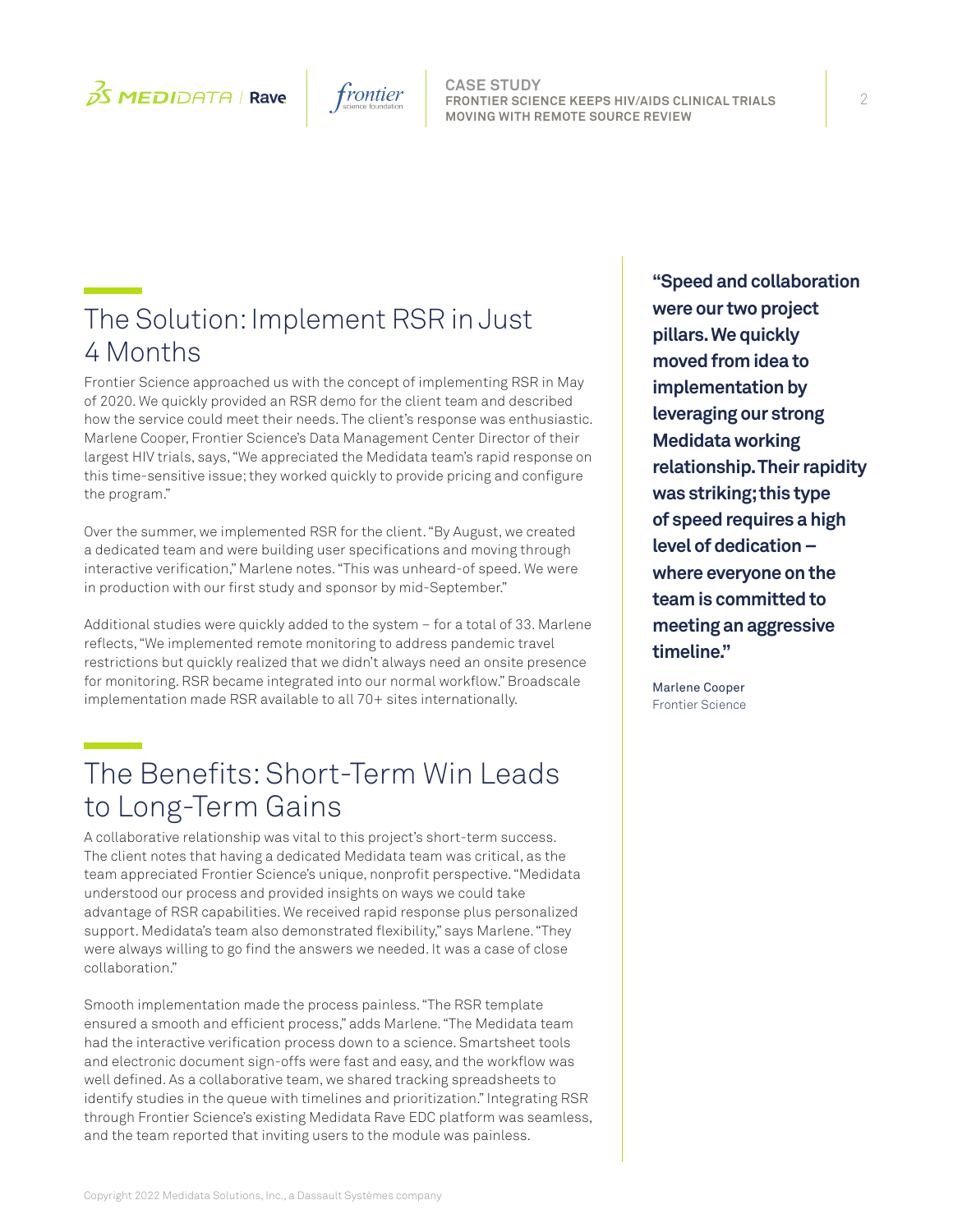## The Solution: Implement RSR in Just 4 Months

Frontier Science approached us with the concept of implementing RSR in May of 2020. We quickly provided an RSR demo for the client team and described how the service could meet their needs. The client's response was enthusiastic. Marlene Cooper, Frontier Science's Data Management Center Director of their largest HIV trials, says, "We appreciated the Medidata team's rapid response on this time-sensitive issue; they worked quickly to provide pricing and configure the program."

Over the summer, we implemented RSR for the client. "By August, we created a dedicated team and were building user specifications and moving through interactive verification," Marlene notes. "This was unheard-of speed. We were in production with our first study and sponsor by mid-September."

Additional studies were quickly added to the system – for a total of 33. Marlene reflects, "We implemented remote monitoring to address pandemic travel restrictions but quickly realized that we didn't always need an onsite presence for monitoring. RSR became integrated into our normal workflow." Broadscale implementation made RSR available to all 70+ sites internationally.

**"Speed and collaboration were our two project pillars. We quickly moved from idea to implementation by leveraging our strong Medidata working relationship. Their rapidity was striking; this type of speed requires a high level of dedication – where everyone on the team is committed to meeting an aggressive timeline."**

Marlene Cooper
Frontier Science

## The Benefits: Short-Term Win Leads to Long-Term Gains

A collaborative relationship was vital to this project's short-term success. The client notes that having a dedicated Medidata team was critical, as the team appreciated Frontier Science's unique, nonprofit perspective. "Medidata understood our process and provided insights on ways we could take advantage of RSR capabilities. We received rapid response plus personalized support. Medidata's team also demonstrated flexibility," says Marlene. "They were always willing to go find the answers we needed. It was a case of close collaboration."

Smooth implementation made the process painless. "The RSR template ensured a smooth and efficient process," adds Marlene. "The Medidata team had the interactive verification process down to a science. Smartsheet tools and electronic document sign-offs were fast and easy, and the workflow was well defined. As a collaborative team, we shared tracking spreadsheets to identify studies in the queue with timelines and prioritization." Integrating RSR through Frontier Science's existing Medidata Rave EDC platform was seamless, and the team reported that inviting users to the module was painless.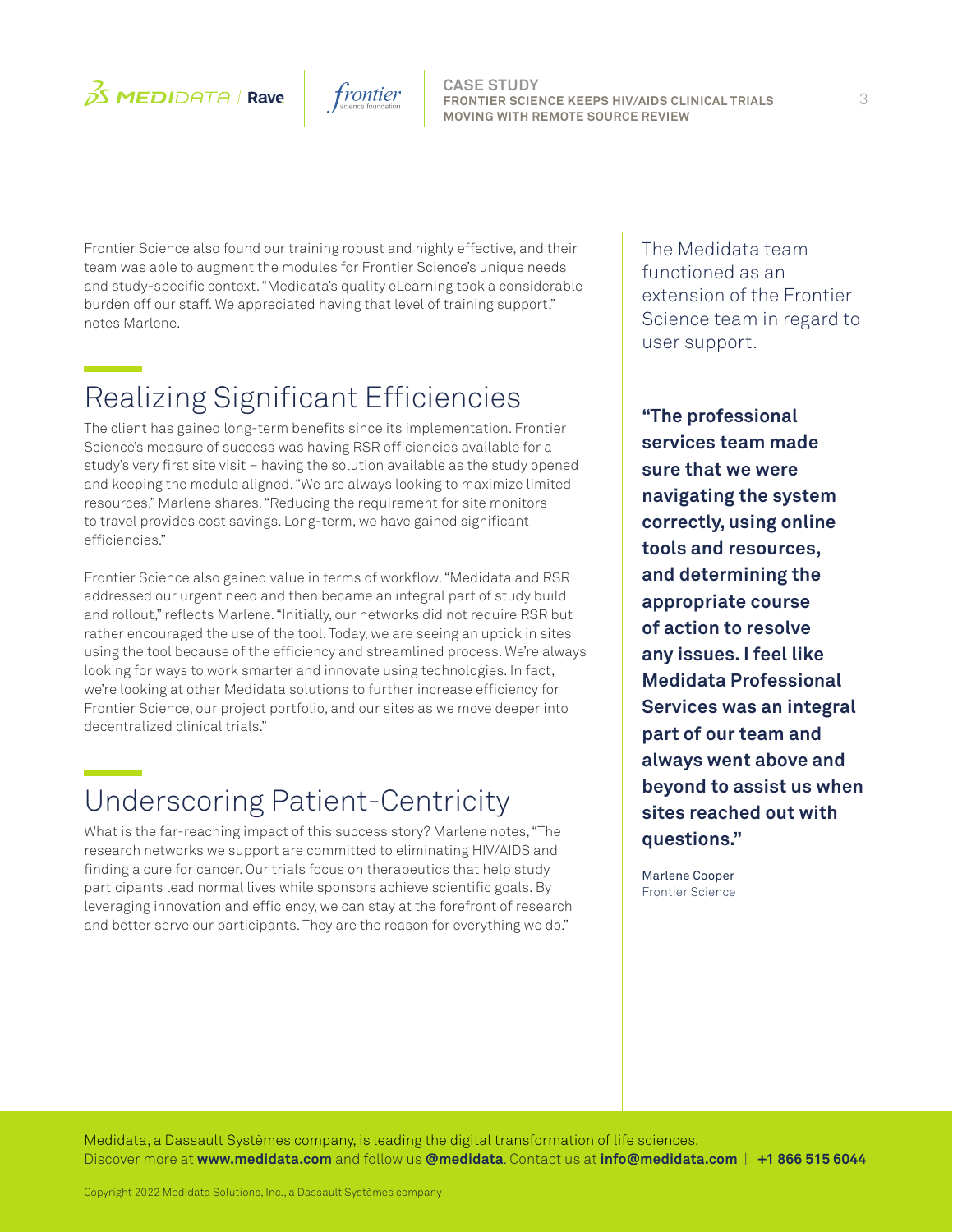Frontier Science also found our training robust and highly effective, and their team was able to augment the modules for Frontier Science's unique needs and study-specific context. "Medidata's quality eLearning took a considerable burden off our staff. We appreciated having that level of training support," notes Marlene.

## Realizing Significant Efficiencies

The client has gained long-term benefits since its implementation. Frontier Science's measure of success was having RSR efficiencies available for a study's very first site visit – having the solution available as the study opened and keeping the module aligned. "We are always looking to maximize limited resources," Marlene shares. "Reducing the requirement for site monitors to travel provides cost savings. Long-term, we have gained significant efficiencies."

Frontier Science also gained value in terms of workflow. "Medidata and RSR addressed our urgent need and then became an integral part of study build and rollout," reflects Marlene. "Initially, our networks did not require RSR but rather encouraged the use of the tool. Today, we are seeing an uptick in sites using the tool because of the efficiency and streamlined process. We're always looking for ways to work smarter and innovate using technologies. In fact, we're looking at other Medidata solutions to further increase efficiency for Frontier Science, our project portfolio, and our sites as we move deeper into decentralized clinical trials."

## Underscoring Patient-Centricity

What is the far-reaching impact of this success story? Marlene notes, "The research networks we support are committed to eliminating HIV/AIDS and finding a cure for cancer. Our trials focus on therapeutics that help study participants lead normal lives while sponsors achieve scientific goals. By leveraging innovation and efficiency, we can stay at the forefront of research and better serve our participants. They are the reason for everything we do."

The Medidata team functioned as an extension of the Frontier Science team in regard to user support.

**"The professional services team made sure that we were navigating the system correctly, using online tools and resources, and determining the appropriate course of action to resolve any issues. I feel like Medidata Professional Services was an integral part of our team and always went above and beyond to assist us when sites reached out with questions."**

Marlene Cooper
Frontier Science

Medidata, a Dassault Systèmes company, is leading the digital transformation of life sciences.
Discover more at **www.medidata.com** and follow us **@medidata**. Contact us at **info@medidata.com** | **+1 866 515 6044**

Copyright 2022 Medidata Solutions, Inc., a Dassault Systèmes company